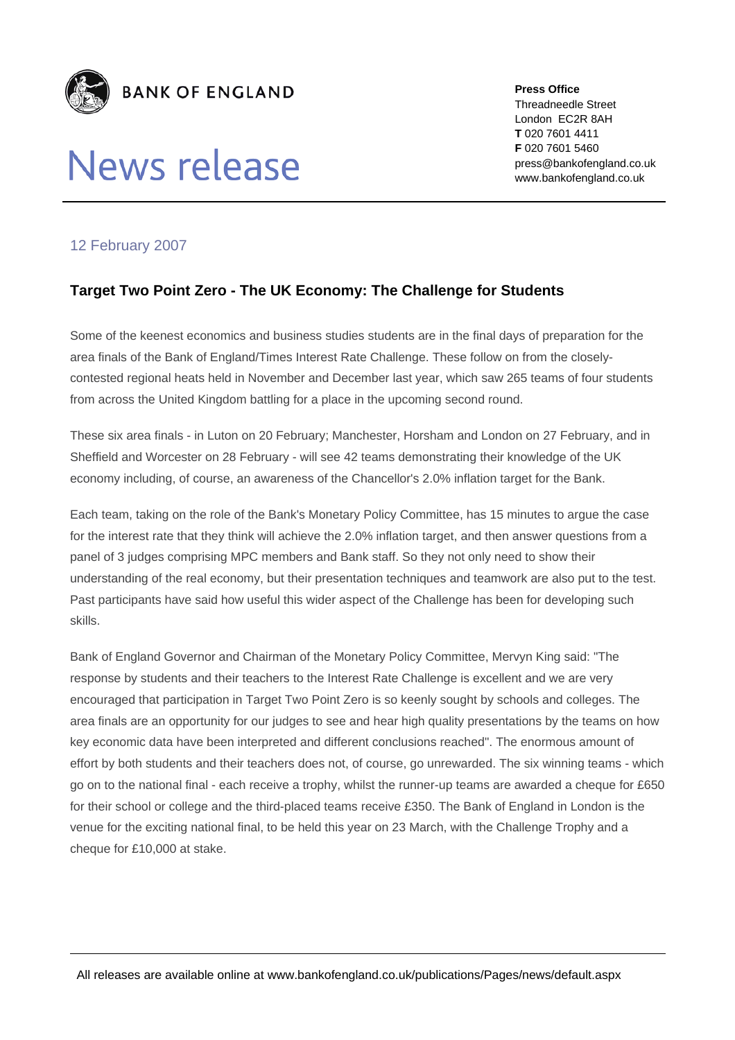BANK OF ENGLAND

# News release

**Press Office**
Threadneedle Street
London EC2R 8AH
**T** 020 7601 4411
**F** 020 7601 5460
press@bankofengland.co.uk
www.bankofengland.co.uk

12 February 2007

## Target Two Point Zero - The UK Economy: The Challenge for Students

Some of the keenest economics and business studies students are in the final days of preparation for the area finals of the Bank of England/Times Interest Rate Challenge. These follow on from the closely-contested regional heats held in November and December last year, which saw 265 teams of four students from across the United Kingdom battling for a place in the upcoming second round.

These six area finals - in Luton on 20 February; Manchester, Horsham and London on 27 February, and in Sheffield and Worcester on 28 February - will see 42 teams demonstrating their knowledge of the UK economy including, of course, an awareness of the Chancellor's 2.0% inflation target for the Bank.

Each team, taking on the role of the Bank's Monetary Policy Committee, has 15 minutes to argue the case for the interest rate that they think will achieve the 2.0% inflation target, and then answer questions from a panel of 3 judges comprising MPC members and Bank staff. So they not only need to show their understanding of the real economy, but their presentation techniques and teamwork are also put to the test. Past participants have said how useful this wider aspect of the Challenge has been for developing such skills.

Bank of England Governor and Chairman of the Monetary Policy Committee, Mervyn King said: "The response by students and their teachers to the Interest Rate Challenge is excellent and we are very encouraged that participation in Target Two Point Zero is so keenly sought by schools and colleges. The area finals are an opportunity for our judges to see and hear high quality presentations by the teams on how key economic data have been interpreted and different conclusions reached". The enormous amount of effort by both students and their teachers does not, of course, go unrewarded. The six winning teams - which go on to the national final - each receive a trophy, whilst the runner-up teams are awarded a cheque for £650 for their school or college and the third-placed teams receive £350. The Bank of England in London is the venue for the exciting national final, to be held this year on 23 March, with the Challenge Trophy and a cheque for £10,000 at stake.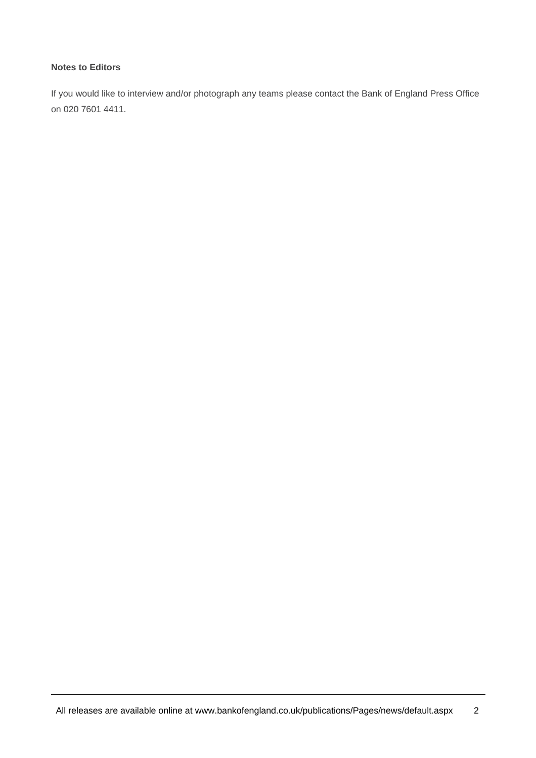**Notes to Editors**

If you would like to interview and/or photograph any teams please contact the Bank of England Press Office on 020 7601 4411.